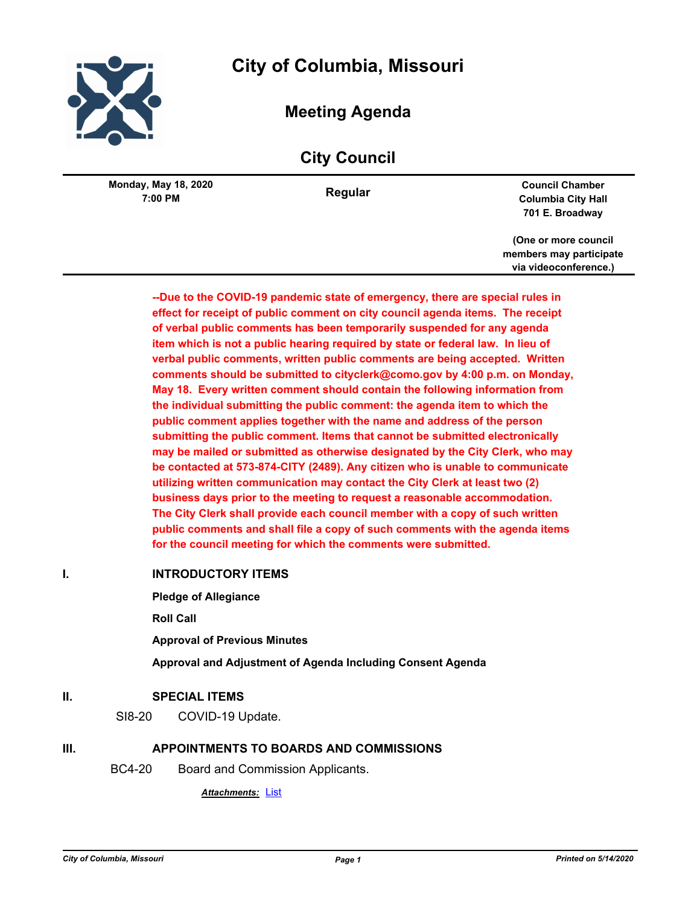# City of Columbia, Missouri

## Meeting Agenda

## City Council

**Monday, May 18, 2020**
**7:00 PM**

**Regular**

**Council Chamber**
**Columbia City Hall**
**701 E. Broadway**

**(One or more council members may participate via videoconference.)**

**--Due to the COVID-19 pandemic state of emergency, there are special rules in effect for receipt of public comment on city council agenda items. The receipt of verbal public comments has been temporarily suspended for any agenda item which is not a public hearing required by state or federal law. In lieu of verbal public comments, written public comments are being accepted. Written comments should be submitted to cityclerk@como.gov by 4:00 p.m. on Monday, May 18. Every written comment should contain the following information from the individual submitting the public comment: the agenda item to which the public comment applies together with the name and address of the person submitting the public comment. Items that cannot be submitted electronically may be mailed or submitted as otherwise designated by the City Clerk, who may be contacted at 573-874-CITY (2489). Any citizen who is unable to communicate utilizing written communication may contact the City Clerk at least two (2) business days prior to the meeting to request a reasonable accommodation. The City Clerk shall provide each council member with a copy of such written public comments and shall file a copy of such comments with the agenda items for the council meeting for which the comments were submitted.**

## I. INTRODUCTORY ITEMS

**Pledge of Allegiance**

**Roll Call**

**Approval of Previous Minutes**

**Approval and Adjustment of Agenda Including Consent Agenda**

## II. SPECIAL ITEMS

SI8-20 COVID-19 Update.

## III. APPOINTMENTS TO BOARDS AND COMMISSIONS

BC4-20 Board and Commission Applicants.

***Attachments:*** List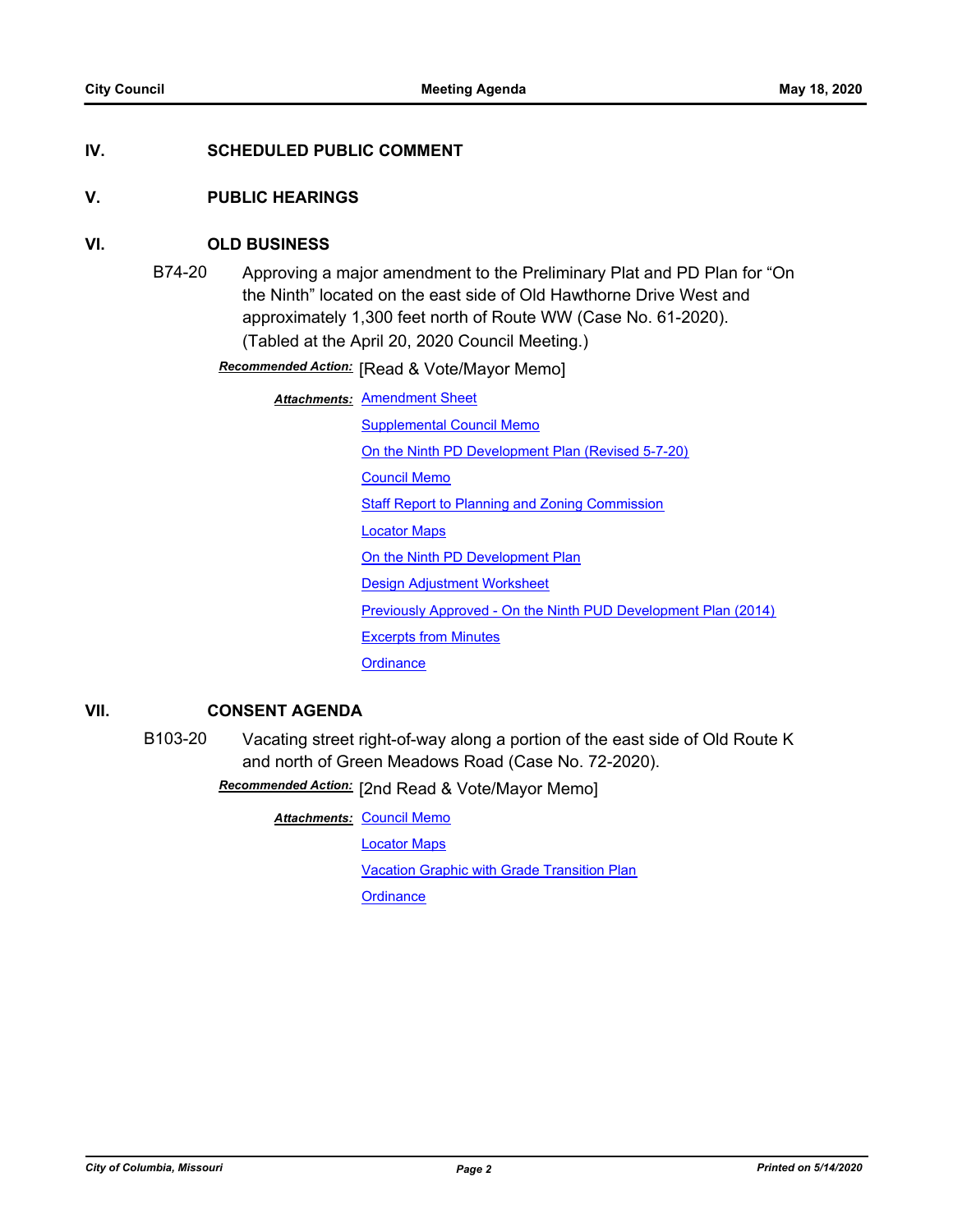## IV. SCHEDULED PUBLIC COMMENT

## V. PUBLIC HEARINGS

## VI. OLD BUSINESS

**B74-20** Approving a major amendment to the Preliminary Plat and PD Plan for "On the Ninth" located on the east side of Old Hawthorne Drive West and approximately 1,300 feet north of Route WW (Case No. 61-2020). (Tabled at the April 20, 2020 Council Meeting.)

***Recommended Action:*** [Read & Vote/Mayor Memo]

***Attachments:*** Amendment Sheet

Supplemental Council Memo

On the Ninth PD Development Plan (Revised 5-7-20)

Council Memo

Staff Report to Planning and Zoning Commission

Locator Maps

On the Ninth PD Development Plan

Design Adjustment Worksheet

Previously Approved - On the Ninth PUD Development Plan (2014)

Excerpts from Minutes

Ordinance

## VII. CONSENT AGENDA

**B103-20** Vacating street right-of-way along a portion of the east side of Old Route K and north of Green Meadows Road (Case No. 72-2020).

***Recommended Action:*** [2nd Read & Vote/Mayor Memo]

***Attachments:*** Council Memo

Locator Maps

Vacation Graphic with Grade Transition Plan

Ordinance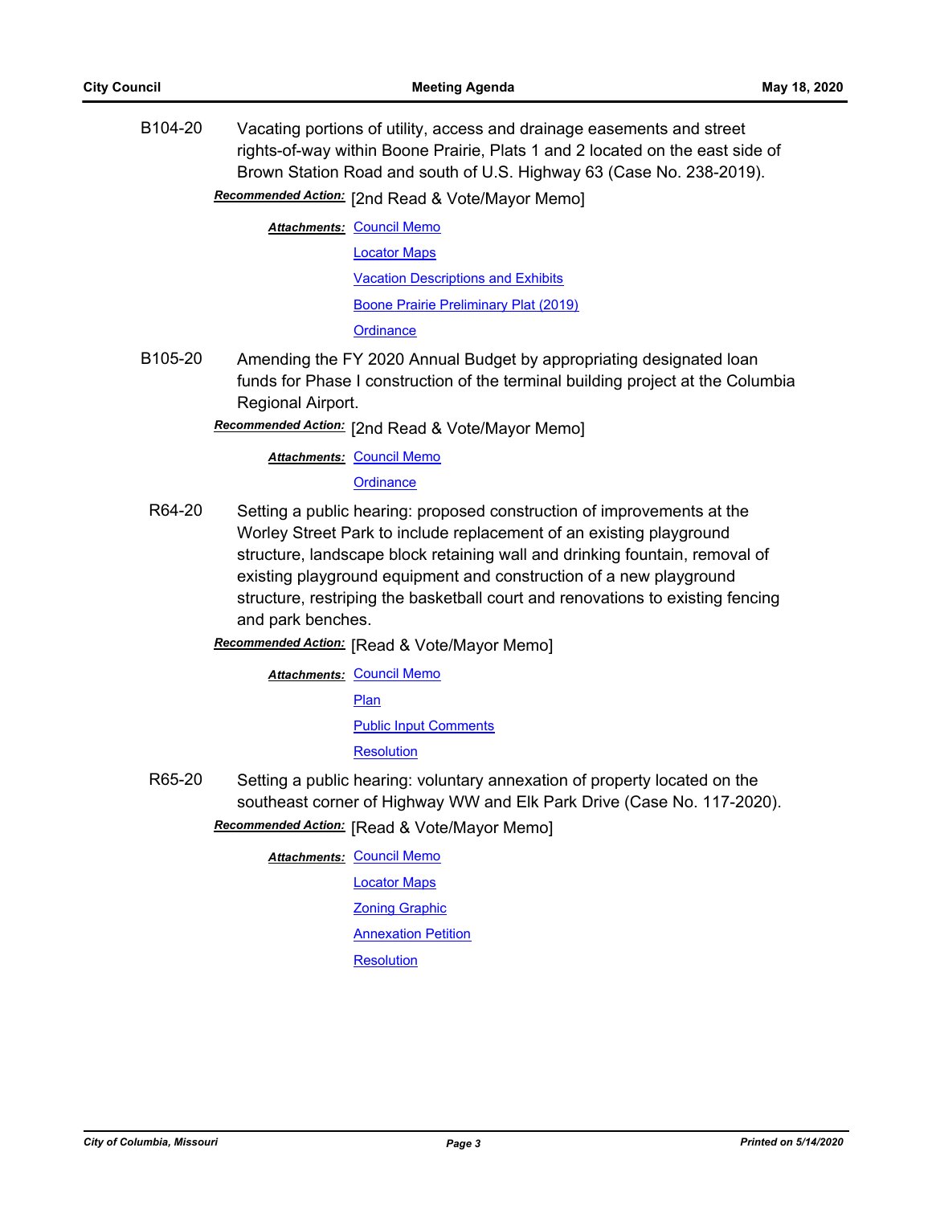**B104-20** Vacating portions of utility, access and drainage easements and street rights-of-way within Boone Prairie, Plats 1 and 2 located on the east side of Brown Station Road and south of U.S. Highway 63 (Case No. 238-2019).

***Recommended Action:*** [2nd Read & Vote/Mayor Memo]

***Attachments:*** Council Memo
Locator Maps
Vacation Descriptions and Exhibits
Boone Prairie Preliminary Plat (2019)
Ordinance

**B105-20** Amending the FY 2020 Annual Budget by appropriating designated loan funds for Phase I construction of the terminal building project at the Columbia Regional Airport.

***Recommended Action:*** [2nd Read & Vote/Mayor Memo]

***Attachments:*** Council Memo
Ordinance

**R64-20** Setting a public hearing: proposed construction of improvements at the Worley Street Park to include replacement of an existing playground structure, landscape block retaining wall and drinking fountain, removal of existing playground equipment and construction of a new playground structure, restriping the basketball court and renovations to existing fencing and park benches.

***Recommended Action:*** [Read & Vote/Mayor Memo]

***Attachments:*** Council Memo
Plan
Public Input Comments
Resolution

**R65-20** Setting a public hearing: voluntary annexation of property located on the southeast corner of Highway WW and Elk Park Drive (Case No. 117-2020).

***Recommended Action:*** [Read & Vote/Mayor Memo]

***Attachments:*** Council Memo
Locator Maps
Zoning Graphic
Annexation Petition
Resolution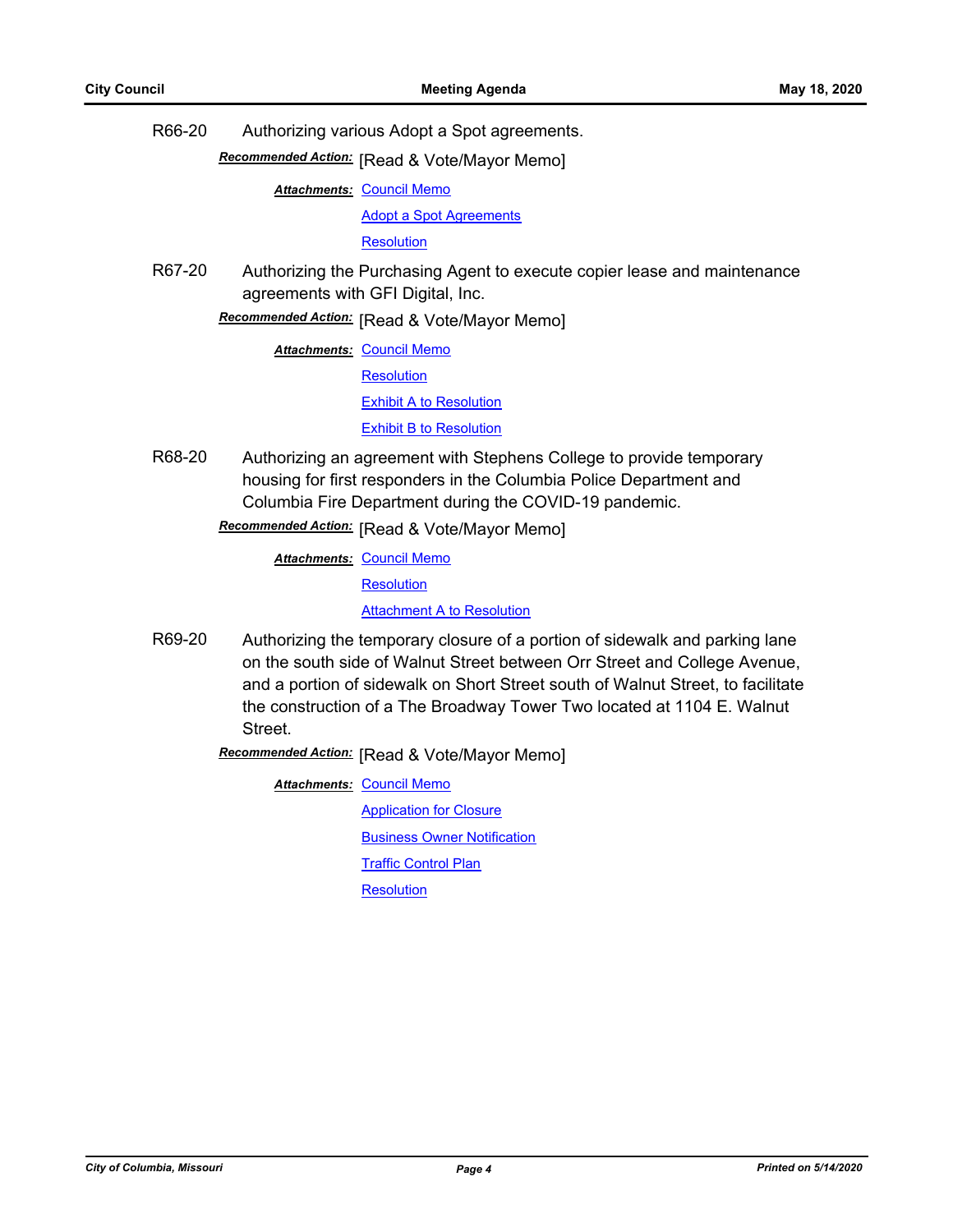R66-20 Authorizing various Adopt a Spot agreements.

***Recommended Action:*** [Read & Vote/Mayor Memo]

***Attachments:*** Council Memo

Adopt a Spot Agreements

Resolution

R67-20 Authorizing the Purchasing Agent to execute copier lease and maintenance agreements with GFI Digital, Inc.

***Recommended Action:*** [Read & Vote/Mayor Memo]

***Attachments:*** Council Memo

Resolution

Exhibit A to Resolution

Exhibit B to Resolution

R68-20 Authorizing an agreement with Stephens College to provide temporary housing for first responders in the Columbia Police Department and Columbia Fire Department during the COVID-19 pandemic.

***Recommended Action:*** [Read & Vote/Mayor Memo]

***Attachments:*** Council Memo

Resolution

Attachment A to Resolution

R69-20 Authorizing the temporary closure of a portion of sidewalk and parking lane on the south side of Walnut Street between Orr Street and College Avenue, and a portion of sidewalk on Short Street south of Walnut Street, to facilitate the construction of a The Broadway Tower Two located at 1104 E. Walnut Street.

***Recommended Action:*** [Read & Vote/Mayor Memo]

***Attachments:*** Council Memo

Application for Closure

Business Owner Notification

Traffic Control Plan

Resolution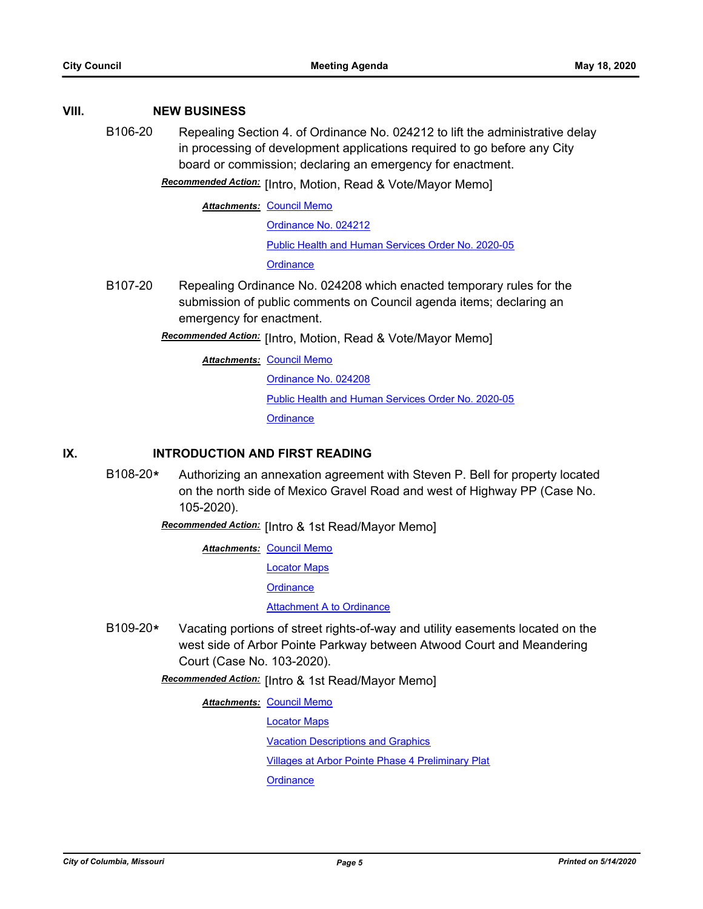## VIII. NEW BUSINESS

B106-20 Repealing Section 4. of Ordinance No. 024212 to lift the administrative delay in processing of development applications required to go before any City board or commission; declaring an emergency for enactment.

***Recommended Action:*** [Intro, Motion, Read & Vote/Mayor Memo]

***Attachments:*** Council Memo
Ordinance No. 024212
Public Health and Human Services Order No. 2020-05
Ordinance

B107-20 Repealing Ordinance No. 024208 which enacted temporary rules for the submission of public comments on Council agenda items; declaring an emergency for enactment.

***Recommended Action:*** [Intro, Motion, Read & Vote/Mayor Memo]

***Attachments:*** Council Memo
Ordinance No. 024208
Public Health and Human Services Order No. 2020-05
Ordinance

## IX. INTRODUCTION AND FIRST READING

B108-20* Authorizing an annexation agreement with Steven P. Bell for property located on the north side of Mexico Gravel Road and west of Highway PP (Case No. 105-2020).

***Recommended Action:*** [Intro & 1st Read/Mayor Memo]

***Attachments:*** Council Memo
Locator Maps
Ordinance
Attachment A to Ordinance

B109-20* Vacating portions of street rights-of-way and utility easements located on the west side of Arbor Pointe Parkway between Atwood Court and Meandering Court (Case No. 103-2020).

***Recommended Action:*** [Intro & 1st Read/Mayor Memo]

***Attachments:*** Council Memo
Locator Maps
Vacation Descriptions and Graphics
Villages at Arbor Pointe Phase 4 Preliminary Plat
Ordinance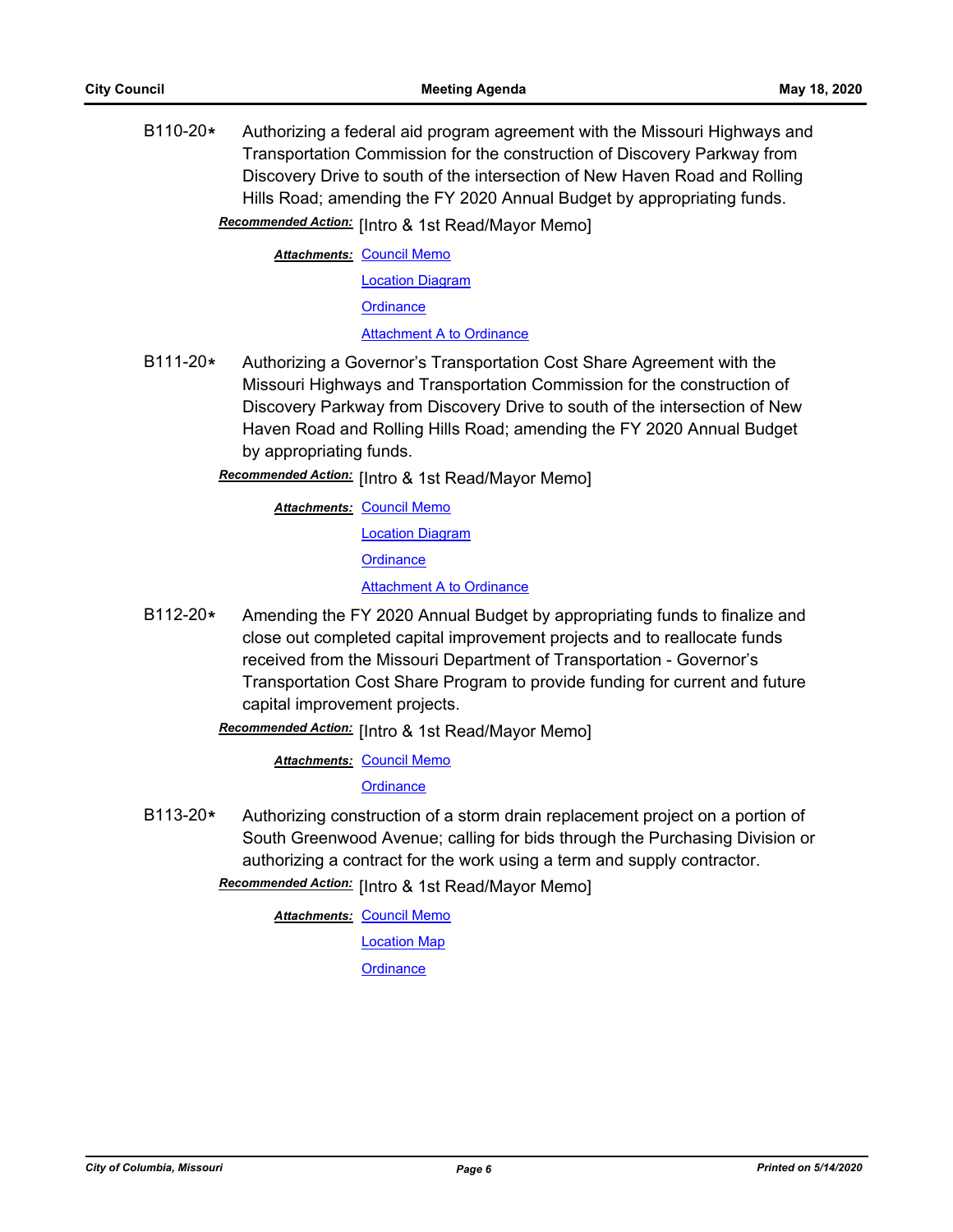B110-20* Authorizing a federal aid program agreement with the Missouri Highways and Transportation Commission for the construction of Discovery Parkway from Discovery Drive to south of the intersection of New Haven Road and Rolling Hills Road; amending the FY 2020 Annual Budget by appropriating funds.

***Recommended Action:*** [Intro & 1st Read/Mayor Memo]

***Attachments:*** Council Memo
Location Diagram
Ordinance
Attachment A to Ordinance

B111-20* Authorizing a Governor's Transportation Cost Share Agreement with the Missouri Highways and Transportation Commission for the construction of Discovery Parkway from Discovery Drive to south of the intersection of New Haven Road and Rolling Hills Road; amending the FY 2020 Annual Budget by appropriating funds.

***Recommended Action:*** [Intro & 1st Read/Mayor Memo]

***Attachments:*** Council Memo
Location Diagram
Ordinance
Attachment A to Ordinance

B112-20* Amending the FY 2020 Annual Budget by appropriating funds to finalize and close out completed capital improvement projects and to reallocate funds received from the Missouri Department of Transportation - Governor's Transportation Cost Share Program to provide funding for current and future capital improvement projects.

***Recommended Action:*** [Intro & 1st Read/Mayor Memo]

***Attachments:*** Council Memo
Ordinance

B113-20* Authorizing construction of a storm drain replacement project on a portion of South Greenwood Avenue; calling for bids through the Purchasing Division or authorizing a contract for the work using a term and supply contractor.

***Recommended Action:*** [Intro & 1st Read/Mayor Memo]

***Attachments:*** Council Memo
Location Map
Ordinance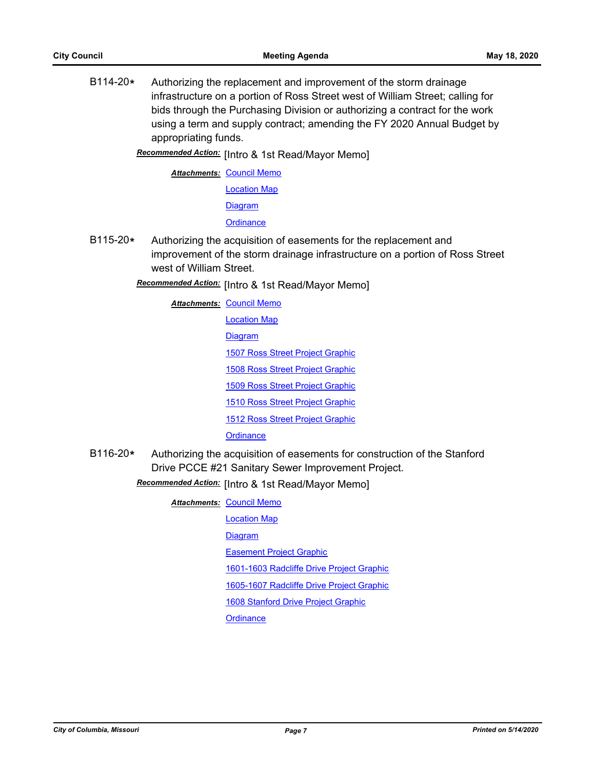B114-20* Authorizing the replacement and improvement of the storm drainage infrastructure on a portion of Ross Street west of William Street; calling for bids through the Purchasing Division or authorizing a contract for the work using a term and supply contract; amending the FY 2020 Annual Budget by appropriating funds.

***Recommended Action:*** [Intro & 1st Read/Mayor Memo]

***Attachments:*** Council Memo
Location Map
Diagram
Ordinance

B115-20* Authorizing the acquisition of easements for the replacement and improvement of the storm drainage infrastructure on a portion of Ross Street west of William Street.

***Recommended Action:*** [Intro & 1st Read/Mayor Memo]

***Attachments:*** Council Memo
Location Map
Diagram
1507 Ross Street Project Graphic
1508 Ross Street Project Graphic
1509 Ross Street Project Graphic
1510 Ross Street Project Graphic
1512 Ross Street Project Graphic
Ordinance

B116-20* Authorizing the acquisition of easements for construction of the Stanford Drive PCCE #21 Sanitary Sewer Improvement Project.

***Recommended Action:*** [Intro & 1st Read/Mayor Memo]

***Attachments:*** Council Memo
Location Map
Diagram
Easement Project Graphic
1601-1603 Radcliffe Drive Project Graphic
1605-1607 Radcliffe Drive Project Graphic
1608 Stanford Drive Project Graphic
Ordinance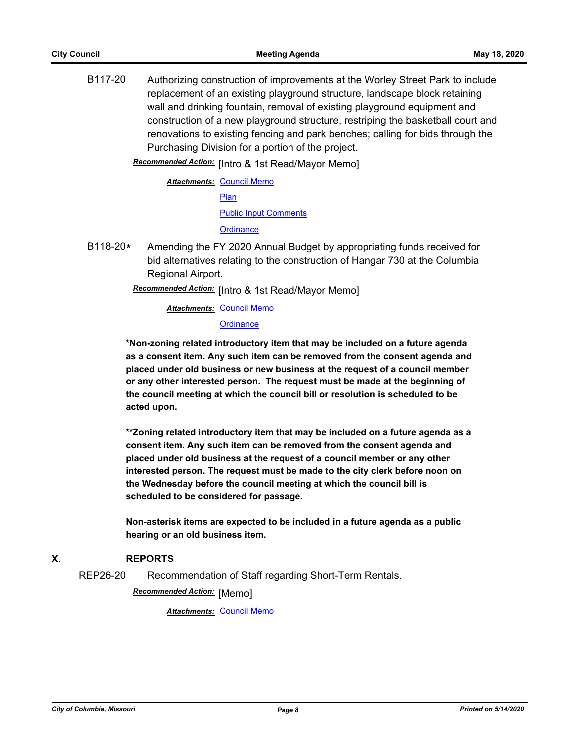B117-20 Authorizing construction of improvements at the Worley Street Park to include replacement of an existing playground structure, landscape block retaining wall and drinking fountain, removal of existing playground equipment and construction of a new playground structure, restriping the basketball court and renovations to existing fencing and park benches; calling for bids through the Purchasing Division for a portion of the project.

***Recommended Action:*** [Intro & 1st Read/Mayor Memo]

***Attachments:*** Council Memo

Plan

Public Input Comments

Ordinance

B118-20* Amending the FY 2020 Annual Budget by appropriating funds received for bid alternatives relating to the construction of Hangar 730 at the Columbia Regional Airport.

***Recommended Action:*** [Intro & 1st Read/Mayor Memo]

***Attachments:*** Council Memo

Ordinance

**\*Non-zoning related introductory item that may be included on a future agenda as a consent item. Any such item can be removed from the consent agenda and placed under old business or new business at the request of a council member or any other interested person. The request must be made at the beginning of the council meeting at which the council bill or resolution is scheduled to be acted upon.**

**\*\*Zoning related introductory item that may be included on a future agenda as a consent item. Any such item can be removed from the consent agenda and placed under old business at the request of a council member or any other interested person. The request must be made to the city clerk before noon on the Wednesday before the council meeting at which the council bill is scheduled to be considered for passage.**

**Non-asterisk items are expected to be included in a future agenda as a public hearing or an old business item.**

## X. REPORTS

REP26-20 Recommendation of Staff regarding Short-Term Rentals.

***Recommended Action:*** [Memo]

***Attachments:*** Council Memo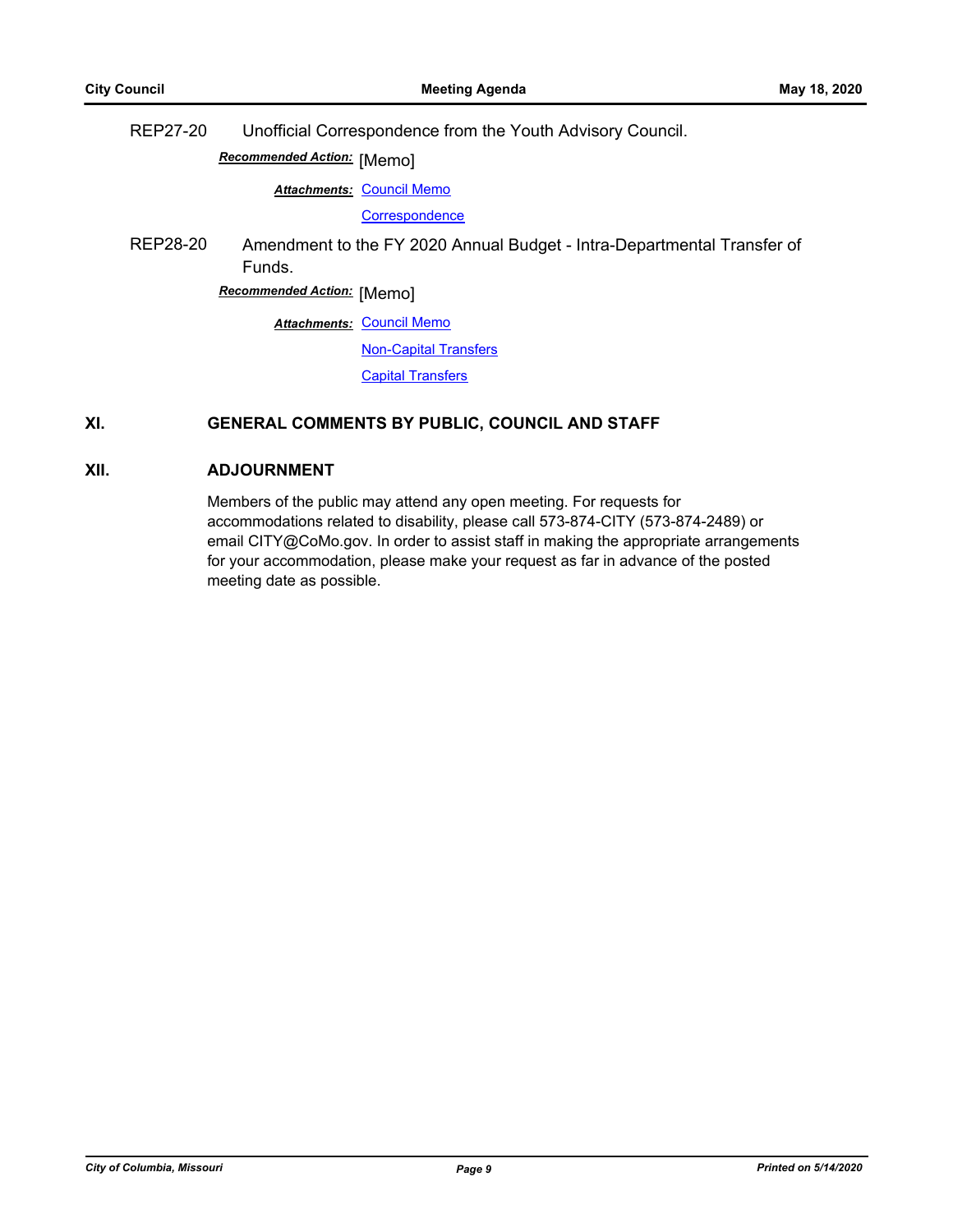REP27-20 Unofficial Correspondence from the Youth Advisory Council.

***Recommended Action:*** [Memo]

***Attachments:*** Council Memo

Correspondence

REP28-20 Amendment to the FY 2020 Annual Budget - Intra-Departmental Transfer of Funds.

***Recommended Action:*** [Memo]

***Attachments:*** Council Memo

Non-Capital Transfers

Capital Transfers

## XI. GENERAL COMMENTS BY PUBLIC, COUNCIL AND STAFF

## XII. ADJOURNMENT

Members of the public may attend any open meeting. For requests for accommodations related to disability, please call 573-874-CITY (573-874-2489) or email CITY@CoMo.gov. In order to assist staff in making the appropriate arrangements for your accommodation, please make your request as far in advance of the posted meeting date as possible.